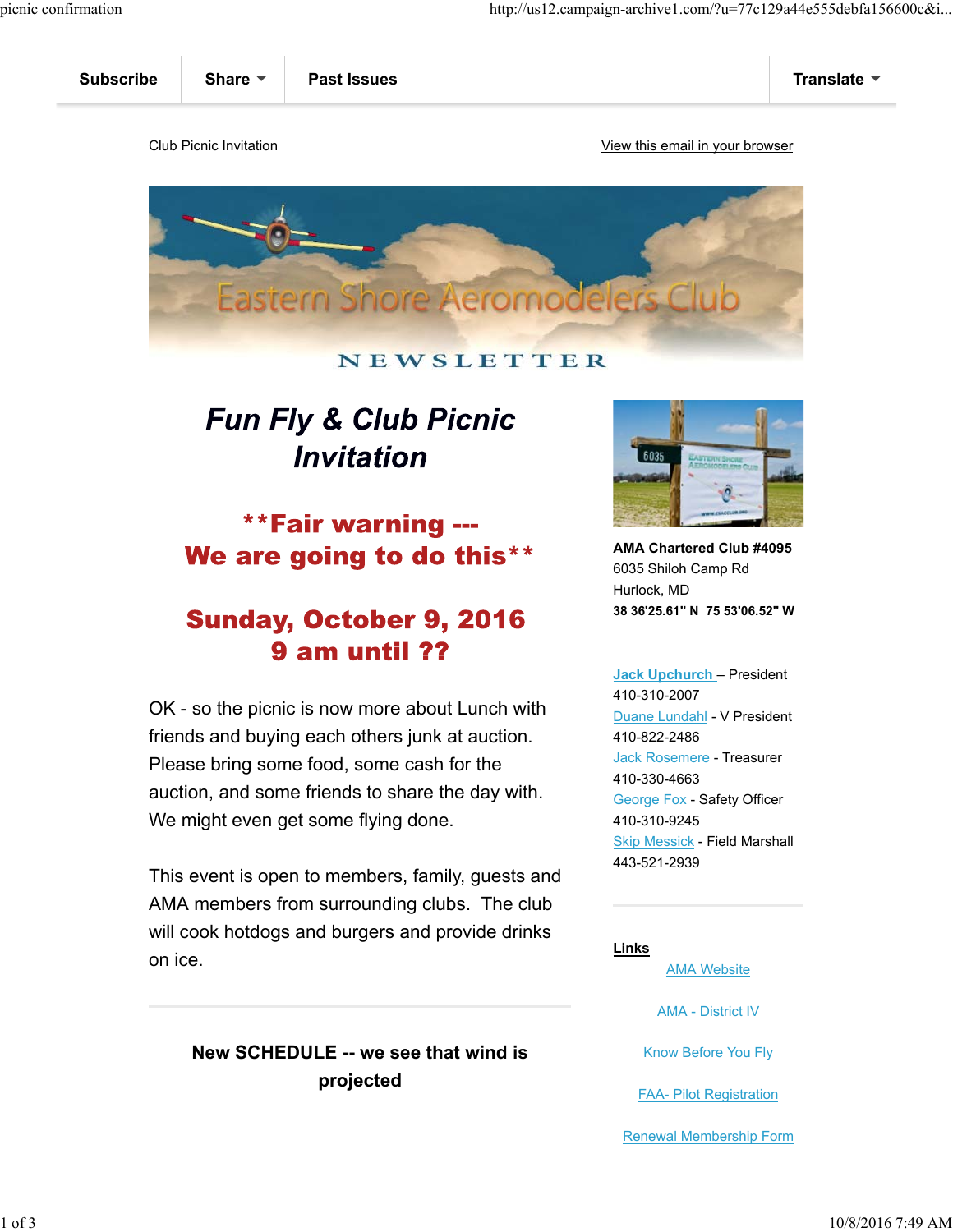Subscribe | Share | Past Issues | Translate

Club Picnic Invitation

View this email in your browser

Eastern Shore Aeromodelers Club

NEWSLETTER

# *Fun Fly & Club Picnic Invitation*

## **Fair warning --- We are going to do this**

## Sunday, October 9, 2016
## 9 am until ??

OK - so the picnic is now more about Lunch with friends and buying each others junk at auction. Please bring some food, some cash for the auction, and some friends to share the day with. We might even get some flying done.

This event is open to members, family, guests and AMA members from surrounding clubs. The club will cook hotdogs and burgers and provide drinks on ice.

---

**New SCHEDULE -- we see that wind is projected**

**AMA Chartered Club #4095**
6035 Shiloh Camp Rd
Hurlock, MD
**38 36'25.61" N 75 53'06.52" W**

Jack Upchurch – President
410-310-2007
Duane Lundahl - V President
410-822-2486
Jack Rosemere - Treasurer
410-330-4663
George Fox - Safety Officer
410-310-9245
Skip Messick - Field Marshall
443-521-2939

---

**Links**

AMA Website

AMA - District IV

Know Before You Fly

FAA- Pilot Registration

Renewal Membership Form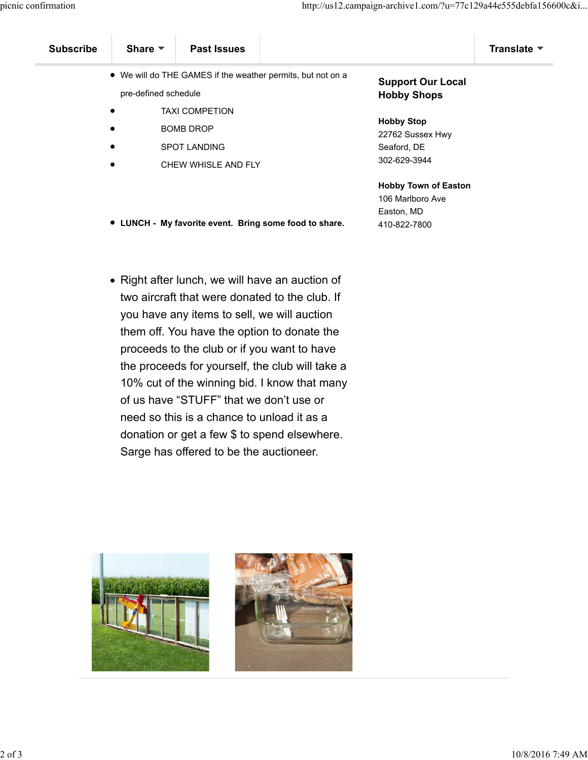- We will do THE GAMES if the weather permits, but not on a pre-defined schedule
- TAXI COMPETION
- BOMB DROP
- SPOT LANDING
- CHEW WHISLE AND FLY

- **LUNCH - My favorite event. Bring some food to share.**

- Right after lunch, we will have an auction of two aircraft that were donated to the club. If you have any items to sell, we will auction them off. You have the option to donate the proceeds to the club or if you want to have the proceeds for yourself, the club will take a 10% cut of the winning bid. I know that many of us have "STUFF" that we don't use or need so this is a chance to unload it as a donation or get a few $ to spend elsewhere. Sarge has offered to be the auctioneer.

## Support Our Local Hobby Shops

**Hobby Stop**
22762 Sussex Hwy
Seaford, DE
302-629-3944

**Hobby Town of Easton**
106 Marlboro Ave
Easton, MD
410-822-7800